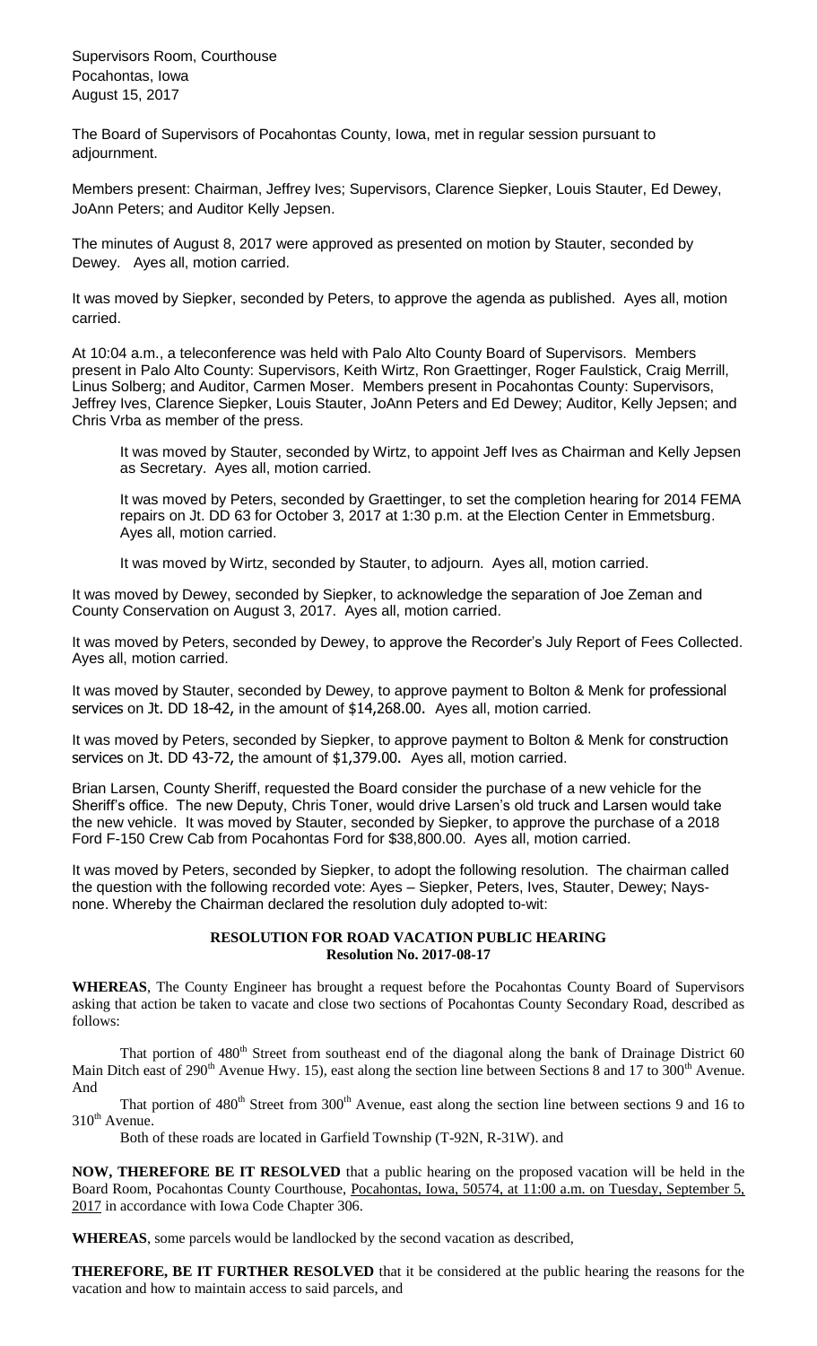Supervisors Room, Courthouse
Pocahontas, Iowa
August 15, 2017

The Board of Supervisors of Pocahontas County, Iowa, met in regular session pursuant to adjournment.

Members present: Chairman, Jeffrey Ives; Supervisors, Clarence Siepker, Louis Stauter, Ed Dewey, JoAnn Peters; and Auditor Kelly Jepsen.

The minutes of August 8, 2017 were approved as presented on motion by Stauter, seconded by Dewey. Ayes all, motion carried.

It was moved by Siepker, seconded by Peters, to approve the agenda as published. Ayes all, motion carried.

At 10:04 a.m., a teleconference was held with Palo Alto County Board of Supervisors. Members present in Palo Alto County: Supervisors, Keith Wirtz, Ron Graettinger, Roger Faulstick, Craig Merrill, Linus Solberg; and Auditor, Carmen Moser. Members present in Pocahontas County: Supervisors, Jeffrey Ives, Clarence Siepker, Louis Stauter, JoAnn Peters and Ed Dewey; Auditor, Kelly Jepsen; and Chris Vrba as member of the press.

> It was moved by Stauter, seconded by Wirtz, to appoint Jeff Ives as Chairman and Kelly Jepsen as Secretary. Ayes all, motion carried.
>
> It was moved by Peters, seconded by Graettinger, to set the completion hearing for 2014 FEMA repairs on Jt. DD 63 for October 3, 2017 at 1:30 p.m. at the Election Center in Emmetsburg. Ayes all, motion carried.
>
> It was moved by Wirtz, seconded by Stauter, to adjourn. Ayes all, motion carried.

It was moved by Dewey, seconded by Siepker, to acknowledge the separation of Joe Zeman and County Conservation on August 3, 2017. Ayes all, motion carried.

It was moved by Peters, seconded by Dewey, to approve the Recorder's July Report of Fees Collected. Ayes all, motion carried.

It was moved by Stauter, seconded by Dewey, to approve payment to Bolton & Menk for professional services on Jt. DD 18-42, in the amount of $14,268.00. Ayes all, motion carried.

It was moved by Peters, seconded by Siepker, to approve payment to Bolton & Menk for construction services on Jt. DD 43-72, the amount of $1,379.00. Ayes all, motion carried.

Brian Larsen, County Sheriff, requested the Board consider the purchase of a new vehicle for the Sheriff's office. The new Deputy, Chris Toner, would drive Larsen's old truck and Larsen would take the new vehicle. It was moved by Stauter, seconded by Siepker, to approve the purchase of a 2018 Ford F-150 Crew Cab from Pocahontas Ford for $38,800.00. Ayes all, motion carried.

It was moved by Peters, seconded by Siepker, to adopt the following resolution. The chairman called the question with the following recorded vote: Ayes – Siepker, Peters, Ives, Stauter, Dewey; Nays-none. Whereby the Chairman declared the resolution duly adopted to-wit:

**RESOLUTION FOR ROAD VACATION PUBLIC HEARING**
**Resolution No. 2017-08-17**

**WHEREAS**, The County Engineer has brought a request before the Pocahontas County Board of Supervisors asking that action be taken to vacate and close two sections of Pocahontas County Secondary Road, described as follows:

That portion of 480th Street from southeast end of the diagonal along the bank of Drainage District 60 Main Ditch east of 290th Avenue Hwy. 15), east along the section line between Sections 8 and 17 to 300th Avenue. And

That portion of 480th Street from 300th Avenue, east along the section line between sections 9 and 16 to 310th Avenue.

Both of these roads are located in Garfield Township (T-92N, R-31W). and

**NOW, THEREFORE BE IT RESOLVED** that a public hearing on the proposed vacation will be held in the Board Room, Pocahontas County Courthouse, Pocahontas, Iowa, 50574, at 11:00 a.m. on Tuesday, September 5, 2017 in accordance with Iowa Code Chapter 306.

**WHEREAS**, some parcels would be landlocked by the second vacation as described,

**THEREFORE, BE IT FURTHER RESOLVED** that it be considered at the public hearing the reasons for the vacation and how to maintain access to said parcels, and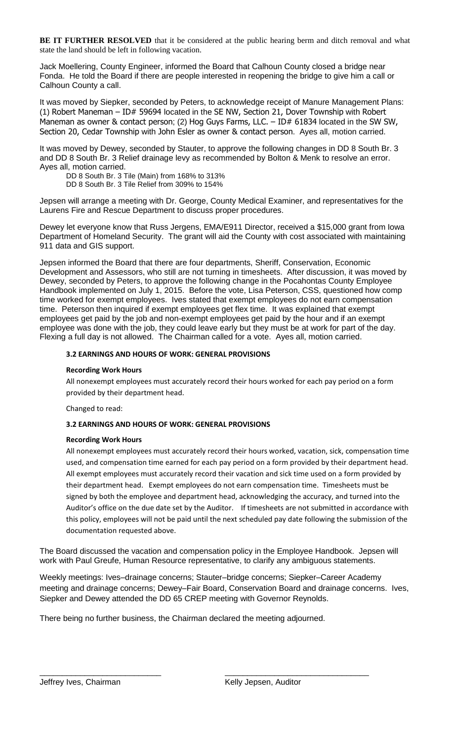**BE IT FURTHER RESOLVED** that it be considered at the public hearing berm and ditch removal and what state the land should be left in following vacation.

Jack Moellering, County Engineer, informed the Board that Calhoun County closed a bridge near Fonda. He told the Board if there are people interested in reopening the bridge to give him a call or Calhoun County a call.

It was moved by Siepker, seconded by Peters, to acknowledge receipt of Manure Management Plans: (1) Robert Maneman – ID# 59694 located in the SE NW, Section 21, Dover Township with Robert Maneman as owner & contact person; (2) Hog Guys Farms, LLC. – ID# 61834 located in the SW SW, Section 20, Cedar Township with John Esler as owner & contact person. Ayes all, motion carried.

It was moved by Dewey, seconded by Stauter, to approve the following changes in DD 8 South Br. 3 and DD 8 South Br. 3 Relief drainage levy as recommended by Bolton & Menk to resolve an error. Ayes all, motion carried.

DD 8 South Br. 3 Tile (Main) from 168% to 313%
DD 8 South Br. 3 Tile Relief from 309% to 154%

Jepsen will arrange a meeting with Dr. George, County Medical Examiner, and representatives for the Laurens Fire and Rescue Department to discuss proper procedures.

Dewey let everyone know that Russ Jergens, EMA/E911 Director, received a $15,000 grant from Iowa Department of Homeland Security. The grant will aid the County with cost associated with maintaining 911 data and GIS support.

Jepsen informed the Board that there are four departments, Sheriff, Conservation, Economic Development and Assessors, who still are not turning in timesheets. After discussion, it was moved by Dewey, seconded by Peters, to approve the following change in the Pocahontas County Employee Handbook implemented on July 1, 2015. Before the vote, Lisa Peterson, CSS, questioned how comp time worked for exempt employees. Ives stated that exempt employees do not earn compensation time. Peterson then inquired if exempt employees get flex time. It was explained that exempt employees get paid by the job and non-exempt employees get paid by the hour and if an exempt employee was done with the job, they could leave early but they must be at work for part of the day. Flexing a full day is not allowed. The Chairman called for a vote. Ayes all, motion carried.

**3.2 EARNINGS AND HOURS OF WORK: GENERAL PROVISIONS**

**Recording Work Hours**

All nonexempt employees must accurately record their hours worked for each pay period on a form provided by their department head.

Changed to read:

**3.2 EARNINGS AND HOURS OF WORK: GENERAL PROVISIONS**

**Recording Work Hours**

All nonexempt employees must accurately record their hours worked, vacation, sick, compensation time used, and compensation time earned for each pay period on a form provided by their department head. All exempt employees must accurately record their vacation and sick time used on a form provided by their department head. Exempt employees do not earn compensation time. Timesheets must be signed by both the employee and department head, acknowledging the accuracy, and turned into the Auditor's office on the due date set by the Auditor. If timesheets are not submitted in accordance with this policy, employees will not be paid until the next scheduled pay date following the submission of the documentation requested above.

The Board discussed the vacation and compensation policy in the Employee Handbook. Jepsen will work with Paul Greufe, Human Resource representative, to clarify any ambiguous statements.

Weekly meetings: Ives–drainage concerns; Stauter–bridge concerns; Siepker–Career Academy meeting and drainage concerns; Dewey–Fair Board, Conservation Board and drainage concerns. Ives, Siepker and Dewey attended the DD 65 CREP meeting with Governor Reynolds.

There being no further business, the Chairman declared the meeting adjourned.

\_\_\_\_\_\_\_\_\_\_\_\_\_\_\_\_\_\_\_\_\_\_\_\_\_\_\_ \_\_\_\_\_\_\_\_\_\_\_\_\_\_\_\_\_\_\_\_\_\_\_\_\_\_\_\_\_\_\_\_

Jeffrey Ives, Chairman Kelly Jepsen, Auditor